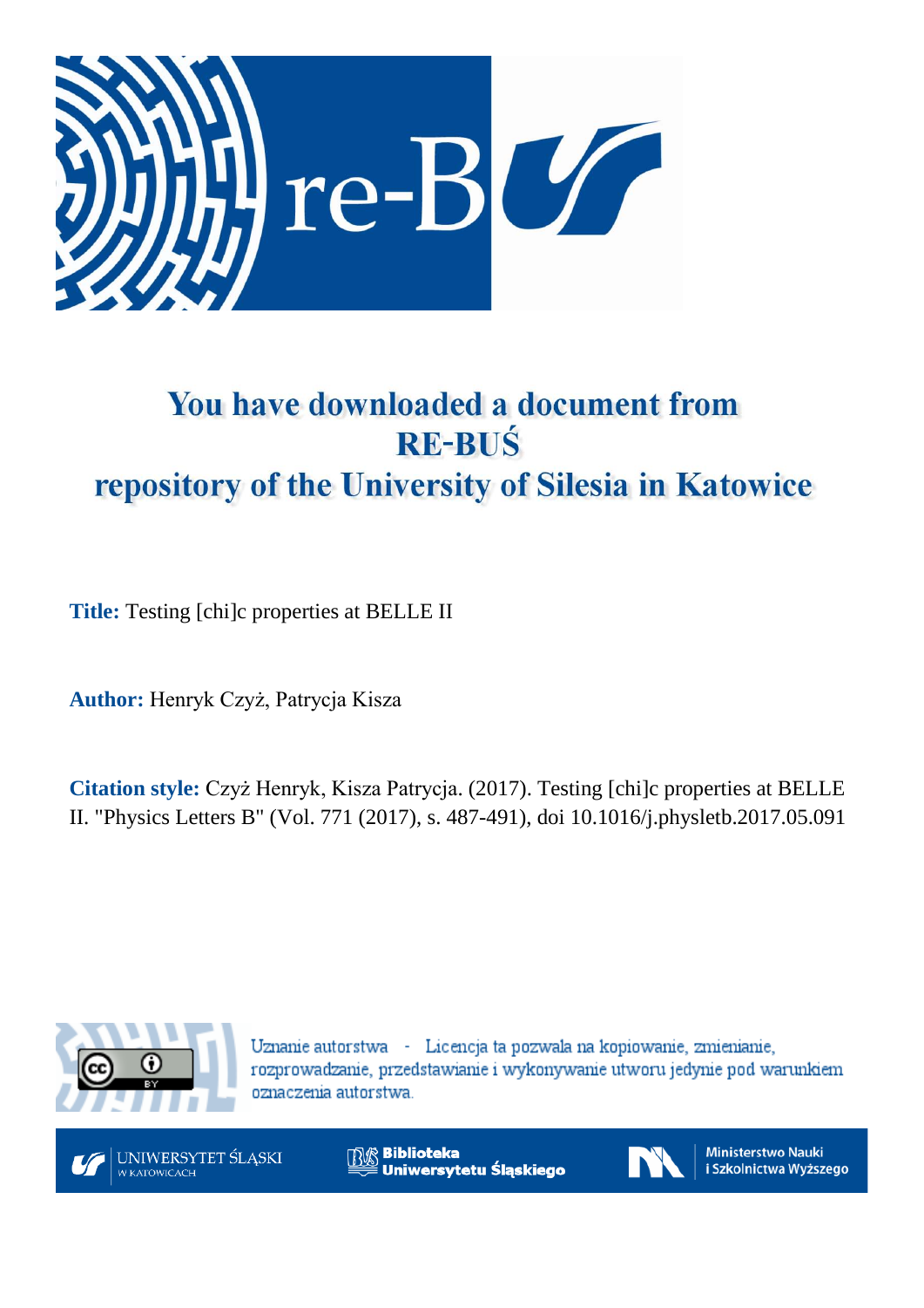# You have downloaded a document from RE-BUŚ repository of the University of Silesia in Katowice

**Title:** Testing [chi]c properties at BELLE II

**Author:** Henryk Czyż, Patrycja Kisza

**Citation style:** Czyż Henryk, Kisza Patrycja. (2017). Testing [chi]c properties at BELLE II. "Physics Letters B" (Vol. 771 (2017), s. 487-491), doi 10.1016/j.physletb.2017.05.091

Uznanie autorstwa - Licencja ta pozwala na kopiowanie, zmienianie, rozprowadzanie, przedstawianie i wykonywanie utworu jedynie pod warunkiem oznaczenia autorstwa.

UNIWERSYTET ŚLĄSKI W KATOWICACH

Biblioteka Uniwersytetu Śląskiego

Ministerstwo Nauki i Szkolnictwa Wyższego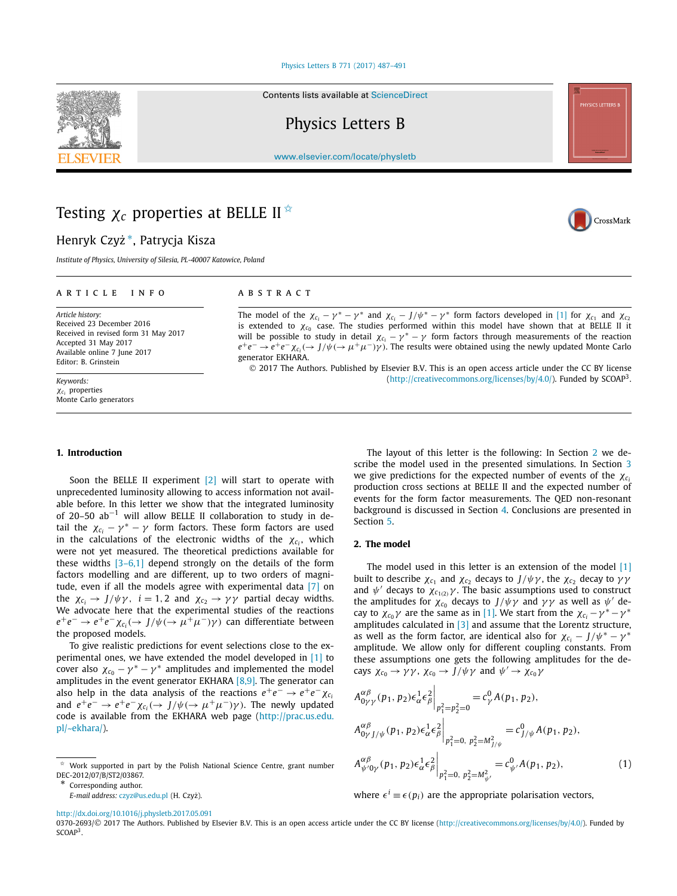# Testing $\chi_c$ properties at BELLE II ☆

Henryk Czyż *, Patrycja Kisza

*Institute of Physics, University of Silesia, PL-40007 Katowice, Poland*

## ARTICLE INFO

*Article history:*
Received 23 December 2016
Received in revised form 31 May 2017
Accepted 31 May 2017
Available online 7 June 2017
Editor: B. Grinstein

*Keywords:*
$\chi_{c_i}$ properties
Monte Carlo generators

## ABSTRACT

The model of the $\chi_{c_i} - \gamma^* - \gamma^*$ and $\chi_{c_i} - J/\psi^* - \gamma^*$ form factors developed in [1] for $\chi_{c_1}$ and $\chi_{c_2}$ is extended to $\chi_{c_0}$ case. The studies performed within this model have shown that at BELLE II it will be possible to study in detail $\chi_{c_i} - \gamma^* - \gamma$ form factors through measurements of the reaction $e^+e^- \to e^+e^-\chi_{c_i}(\to J/\psi(\to \mu^+\mu^-)\gamma)$. The results were obtained using the newly updated Monte Carlo generator EKHARA.

© 2017 The Authors. Published by Elsevier B.V. This is an open access article under the CC BY license (http://creativecommons.org/licenses/by/4.0/). Funded by SCOAP[3].

## 1. Introduction

Soon the BELLE II experiment [2] will start to operate with unprecedented luminosity allowing to access information not available before. In this letter we show that the integrated luminosity of 20–50 ab$^{-1}$ will allow BELLE II collaboration to study in detail the $\chi_{c_i} - \gamma^* - \gamma$ form factors. These form factors are used in the calculations of the electronic widths of the $\chi_{c_i}$, which were not yet measured. The theoretical predictions available for these widths [3–6,1] depend strongly on the details of the form factors modelling and are different, up to two orders of magnitude, even if all the models agree with experimental data [7] on the $\chi_{c_i} \to J/\psi\gamma$, $i = 1, 2$ and $\chi_{c_2} \to \gamma\gamma$ partial decay widths. We advocate here that the experimental studies of the reactions $e^+e^- \to e^+e^-\chi_{c_i}(\to J/\psi(\to \mu^+\mu^-)\gamma)$ can differentiate between the proposed models.

To give realistic predictions for event selections close to the experimental ones, we have extended the model developed in [1] to cover also $\chi_{c_0} - \gamma^* - \gamma^*$ amplitudes and implemented the model amplitudes in the event generator EKHARA [8,9]. The generator can also help in the data analysis of the reactions $e^+e^- \to e^+e^-\chi_{c_i}$ and $e^+e^- \to e^+e^-\chi_{c_i}(\to J/\psi(\to \mu^+\mu^-)\gamma)$. The newly updated code is available from the EKHARA web page (http://prac.us.edu.pl/~ekhara/).

The layout of this letter is the following: In Section 2 we describe the model used in the presented simulations. In Section 3 we give predictions for the expected number of events of the $\chi_{c_i}$ production cross sections at BELLE II and the expected number of events for the form factor measurements. The QED non-resonant background is discussed in Section 4. Conclusions are presented in Section 5.

## 2. The model

The model used in this letter is an extension of the model [1] built to describe $\chi_{c_1}$ and $\chi_{c_2}$ decays to $J/\psi\gamma$, the $\chi_{c_2}$ decay to $\gamma\gamma$ and $\psi'$ decays to $\chi_{c_{1(2)}}\gamma$. The basic assumptions used to construct the amplitudes for $\chi_{c_0}$ decays to $J/\psi\gamma$ and $\gamma\gamma$ as well as $\psi'$ decay to $\chi_{c_0}\gamma$ are the same as in [1]. We start from the $\chi_{c_i} - \gamma^* - \gamma^*$ amplitudes calculated in [3] and assume that the Lorentz structure, as well as the form factor, are identical also for $\chi_{c_i} - J/\psi^* - \gamma^*$ amplitude. We allow only for different coupling constants. From these assumptions one gets the following amplitudes for the decays $\chi_{c_0} \to \gamma\gamma$, $\chi_{c_0} \to J/\psi\gamma$ and $\psi' \to \chi_{c_0}\gamma$

$$
\begin{aligned}
A^{\alpha\beta}_{0\gamma\gamma}(p_1, p_2)\epsilon^1_\alpha\epsilon^2_\beta\Big|_{p_1^2=p_2^2=0} &= c^0_\gamma A(p_1, p_2), \\
A^{\alpha\beta}_{0\gamma J/\psi}(p_1, p_2)\epsilon^1_\alpha\epsilon^2_\beta\Big|_{p_1^2=0,\ p_2^2=M^2_{J/\psi}} &= c^0_{J/\psi} A(p_1, p_2), \\
A^{\alpha\beta}_{\psi' 0\gamma}(p_1, p_2)\epsilon^1_\alpha\epsilon^2_\beta\Big|_{p_1^2=0,\ p_2^2=M^2_{\psi'}} &= c^0_{\psi'} A(p_1, p_2),
\end{aligned}
\tag{1}
$$

where $\epsilon^i \equiv \epsilon(p_i)$ are the appropriate polarisation vectors,

---

☆ Work supported in part by the Polish National Science Centre, grant number DEC-2012/07/B/ST2/03867.

\* Corresponding author.
*E-mail address:* czyz@us.edu.pl (H. Czyż).

http://dx.doi.org/10.1016/j.physletb.2017.05.091
0370-2693/© 2017 The Authors. Published by Elsevier B.V. This is an open access article under the CC BY license (http://creativecommons.org/licenses/by/4.0/). Funded by SCOAP[3].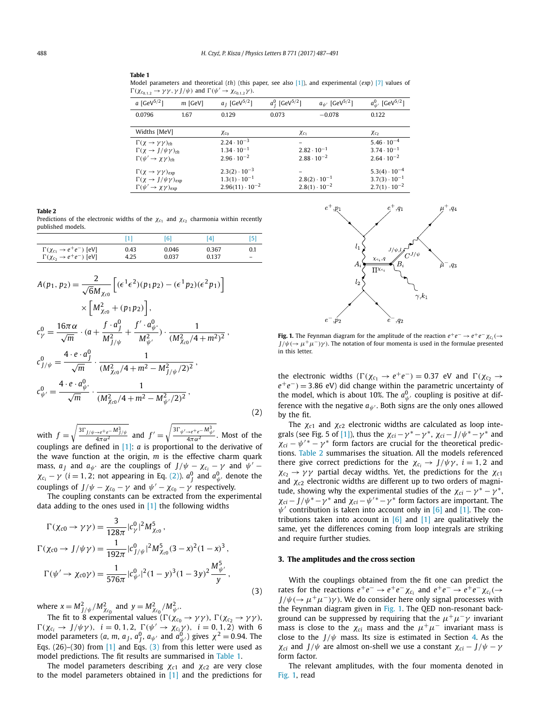**Table 1**
Model parameters and theoretical (*th*) (this paper, see also [1]), and experimental (*exp*) [7] values of $\Gamma(\chi_{c_{0,1,2}} \to \gamma\gamma, \gamma J/\psi)$ and $\Gamma(\psi' \to \chi_{c_{0,1,2}}\gamma)$.

| $a$ [GeV$^{5/2}$] | $m$ [GeV] | $a_J$ [GeV$^{5/2}$] | $a_J^0$ [GeV$^{5/2}$] | $a_{\psi'}$ [GeV$^{5/2}$] | $a_{\psi'}^0$ [GeV$^{5/2}$] |
|---|---|---|---|---|---|
| 0.0796 | 1.67 | 0.129 | 0.073 | −0.078 | 0.122 |

| Widths [MeV] | $\chi_{c0}$ | $\chi_{c1}$ | $\chi_{c2}$ |
|---|---|---|---|
| $\Gamma(\chi \to \gamma\gamma)_{th}$ | $2.24 \cdot 10^{-3}$ | – | $5.46 \cdot 10^{-4}$ |
| $\Gamma(\chi \to J/\psi\gamma)_{th}$ | $1.34 \cdot 10^{-1}$ | $2.82 \cdot 10^{-1}$ | $3.74 \cdot 10^{-1}$ |
| $\Gamma(\psi' \to \chi\gamma)_{th}$ | $2.96 \cdot 10^{-2}$ | $2.88 \cdot 10^{-2}$ | $2.64 \cdot 10^{-2}$ |
| $\Gamma(\chi \to \gamma\gamma)_{exp}$ | $2.3(2) \cdot 10^{-3}$ | – | $5.3(4) \cdot 10^{-4}$ |
| $\Gamma(\chi \to J/\psi\gamma)_{exp}$ | $1.3(1) \cdot 10^{-1}$ | $2.8(2) \cdot 10^{-1}$ | $3.7(3) \cdot 10^{-1}$ |
| $\Gamma(\psi' \to \chi\gamma)_{exp}$ | $2.96(11) \cdot 10^{-2}$ | $2.8(1) \cdot 10^{-2}$ | $2.7(1) \cdot 10^{-2}$ |

**Table 2**
Predictions of the electronic widths of the $\chi_{c_1}$ and $\chi_{c_2}$ charmonia within recently published models.

| | [1] | [6] | [4] | [5] |
|---|---|---|---|---|
| $\Gamma(\chi_{c_1} \to e^+e^-)$ [eV] | 0.43 | 0.046 | 0.367 | 0.1 |
| $\Gamma(\chi_{c_2} \to e^+e^-)$ [eV] | 4.25 | 0.037 | 0.137 | – |

$$
\begin{aligned}
A(p_1, p_2) &= \frac{2}{\sqrt{6}M_{\chi_{c0}}}\left[(\epsilon^1\epsilon^2)(p_1p_2) - (\epsilon^1 p_2)(\epsilon^2 p_1)\right] \\
&\quad \times \left[M_{\chi_{c0}}^2 + (p_1p_2)\right], \\
c_\gamma^0 &= \frac{16\pi\alpha}{\sqrt{m}} \cdot \left(a + \frac{f \cdot a_J^0}{M_{J/\psi}^2} + \frac{f' \cdot a_{\psi'}^0}{M_{\psi'}^2}\right) \cdot \frac{1}{(M_{\chi_{c0}}^2/4 + m^2)^2}, \\
c_{J/\psi}^0 &= \frac{4 \cdot e \cdot a_J^0}{\sqrt{m}} \cdot \frac{1}{(M_{\chi_{c0}}^2/4 + m^2 - M_{J/\psi}^2/2)^2}, \\
c_{\psi'}^0 &= \frac{4 \cdot e \cdot a_{\psi'}^0}{\sqrt{m}} \cdot \frac{1}{(M_{\chi_{c0}}^2/4 + m^2 - M_{\psi'}^2/2)^2},
\end{aligned} \tag{2}
$$

with $f = \sqrt{\frac{3\Gamma_{J/\psi \to e^+e^-} M_{J/\psi}^3}{4\pi\alpha^2}}$ and $f' = \sqrt{\frac{3\Gamma_{\psi' \to e^+e^-} M_{\psi'}^3}{4\pi\alpha^2}}$. Most of the couplings are defined in [1]: $a$ is proportional to the derivative of the wave function at the origin, $m$ is the effective charm quark mass, $a_J$ and $a_{\psi'}$ are the couplings of $J/\psi - \chi_{c_i} - \gamma$ and $\psi' - \chi_{c_i} - \gamma$ ($i = 1, 2$; not appearing in Eq. (2)). $a_J^0$ and $a_{\psi'}^0$ denote the couplings of $J/\psi - \chi_{c0} - \gamma$ and $\psi' - \chi_{c0} - \gamma$ respectively.

The coupling constants can be extracted from the experimental data adding to the ones used in [1] the following widths

$$
\begin{aligned}
\Gamma(\chi_{c0} \to \gamma\gamma) &= \frac{3}{128\pi}|c_\gamma^0|^2 M_{\chi_{c0}}^5, \\
\Gamma(\chi_{c0} \to J/\psi\gamma) &= \frac{1}{192\pi}|c_{J/\psi}^0|^2 M_{\chi_{c0}}^5 (3 - x)^2(1 - x)^3, \\
\Gamma(\psi' \to \chi_{c0}\gamma) &= \frac{1}{576\pi}|c_{\psi'}^0|^2 (1 - y)^3(1 - 3y)^2 \frac{M_{\psi'}^5}{y},
\end{aligned} \tag{3}
$$

where $x = M_{J/\psi}^2/M_{\chi_{c0}}^2$ and $y = M_{\chi_{c0}}^2/M_{\psi'}^2$.

The fit to 8 experimental values ($\Gamma(\chi_{c0} \to \gamma\gamma)$, $\Gamma(\chi_{c2} \to \gamma\gamma)$, $\Gamma(\chi_{c_i} \to J/\psi\gamma)$, $i = 0, 1, 2$, $\Gamma(\psi' \to \chi_{c_i}\gamma)$, $i = 0, 1, 2$) with 6 model parameters ($a$, $m$, $a_J$, $a_J^0$, $a_{\psi'}$ and $a_{\psi'}^0$) gives $\chi^2 = 0.94$. The Eqs. (26)–(30) from [1] and Eqs. (3) from this letter were used as model predictions. The fit results are summarised in Table 1.

The model parameters describing $\chi_{c1}$ and $\chi_{c2}$ are very close to the model parameters obtained in [1] and the predictions for the electronic widths ($\Gamma(\chi_{c_1} \to e^+e^-) = 0.37$ eV and $\Gamma(\chi_{c_2} \to e^+e^-) = 3.86$ eV) did change within the parametric uncertainty of the model, which is about 10%. The $a_{\psi'}^0$ coupling is positive at difference with the negative $a_{\psi'}$. Both signs are the only ones allowed by the fit.

The $\chi_{c1}$ and $\chi_{c2}$ electronic widths are calculated as loop integrals (see Fig. 5 of [1]), thus the $\chi_{ci} - \gamma^* - \gamma^*$, $\chi_{ci} - J/\psi^* - \gamma^*$ and $\chi_{ci} - \psi'^* - \gamma^*$ form factors are crucial for the theoretical predictions. Table 2 summarises the situation. All the models referenced there give correct predictions for the $\chi_{c_i} \to J/\psi\gamma$, $i = 1, 2$ and $\chi_{c_2} \to \gamma\gamma$ partial decay widths. Yet, the predictions for the $\chi_{c1}$ and $\chi_{c2}$ electronic widths are different up to two orders of magnitude, showing why the experimental studies of the $\chi_{ci} - \gamma^* - \gamma^*$, $\chi_{ci} - J/\psi^* - \gamma^*$ and $\chi_{ci} - \psi'^* - \gamma^*$ form factors are important. The $\psi'$ contribution is taken into account only in [6] and [1]. The contributions taken into account in [6] and [1] are qualitatively the same, yet the differences coming from loop integrals are striking and require further studies.

Fig. 1. The Feynman diagram for the amplitude of the reaction $e^+e^- \to e^+e^-\chi_{c_i}(\to J/\psi(\to \mu^+\mu^-)\gamma)$. The notation of four momenta is used in the formulae presented in this letter.

## 3. The amplitudes and the cross section

With the couplings obtained from the fit one can predict the rates for the reactions $e^+e^- \to e^+e^-\chi_{c_i}$ and $e^+e^- \to e^+e^-\chi_{c_i}(\to J/\psi(\to \mu^+\mu^-)\gamma)$. We do consider here only signal processes with the Feynman diagram given in Fig. 1. The QED non-resonant background can be suppressed by requiring that the $\mu^+\mu^-\gamma$ invariant mass is close to the $\chi_{ci}$ mass and the $\mu^+\mu^-$ invariant mass is close to the $J/\psi$ mass. Its size is estimated in Section 4. As the $\chi_{ci}$ and $J/\psi$ are almost on-shell we use a constant $\chi_{ci} - J/\psi - \gamma$ form factor.

The relevant amplitudes, with the four momenta denoted in Fig. 1, read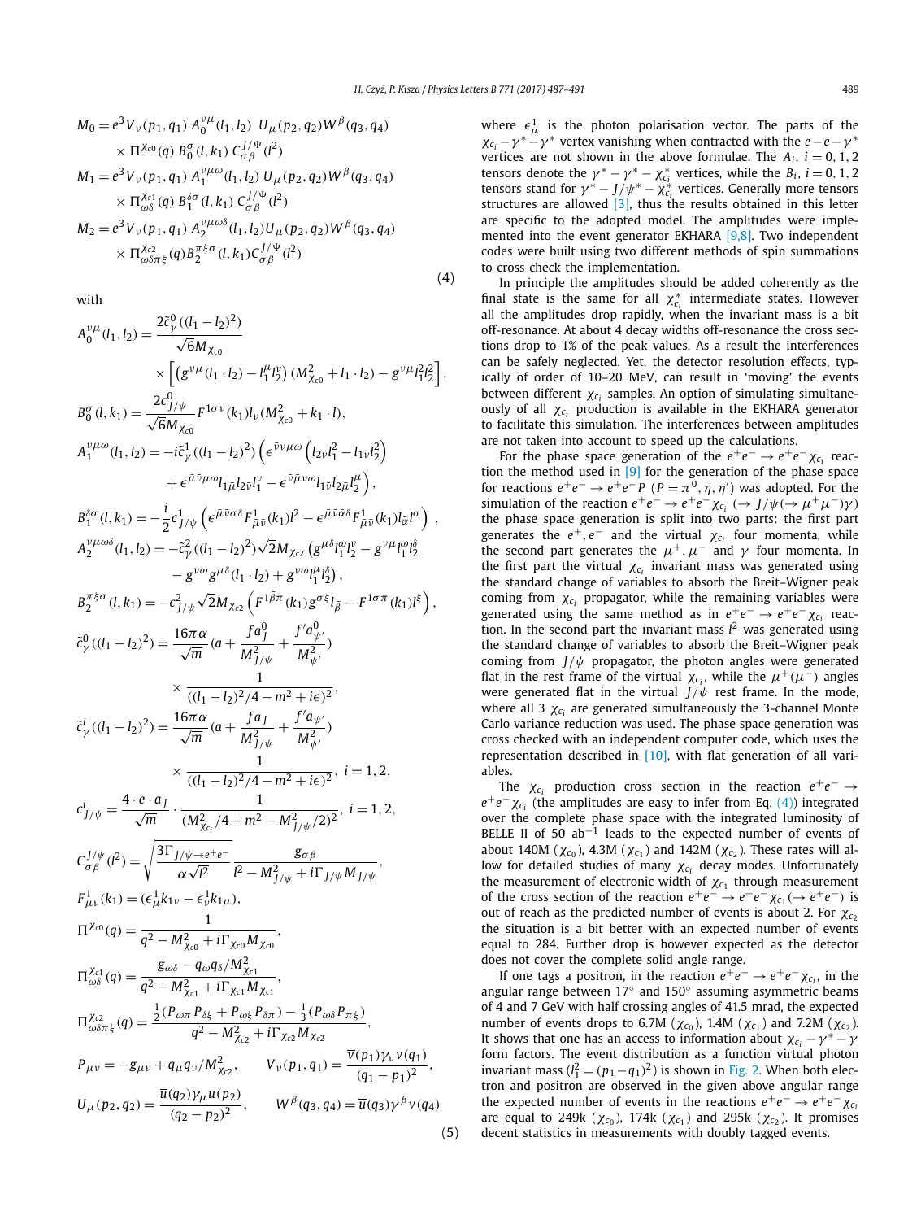$$
\begin{aligned}
M_0 &= e^3 V_\nu(p_1, q_1)\; A_0^{\nu\mu}(l_1, l_2)\; U_\mu(p_2, q_2) W^\beta(q_3, q_4) \\
&\quad \times \Pi^{\chi_{c0}}(q)\; B_0^\sigma(l, k_1)\; C_{\sigma\beta}^{J/\Psi}(l^2) \\
M_1 &= e^3 V_\nu(p_1, q_1)\; A_1^{\nu\mu\omega}(l_1, l_2)\; U_\mu(p_2, q_2) W^\beta(q_3, q_4) \\
&\quad \times \Pi_{\omega\delta}^{\chi_{c1}}(q)\; B_1^{\delta\sigma}(l, k_1)\; C_{\sigma\beta}^{J/\Psi}(l^2) \\
M_2 &= e^3 V_\nu(p_1, q_1)\; A_2^{\nu\mu\omega\delta}(l_1, l_2) U_\mu(p_2, q_2) W^\beta(q_3, q_4) \\
&\quad \times \Pi_{\omega\delta\pi\xi}^{\chi_{c2}}(q) B_2^{\pi\xi\sigma}(l, k_1) C_{\sigma\beta}^{J/\Psi}(l^2)
\end{aligned}
\tag{4}
$$

with

$$
\begin{aligned}
A_0^{\nu\mu}(l_1, l_2) &= \frac{2\tilde{c}_\gamma^0((l_1 - l_2)^2)}{\sqrt{6} M_{\chi_{c0}}} \\
&\quad \times \left[ \left( g^{\nu\mu}(l_1 \cdot l_2) - l_1^\mu l_2^\nu \right)(M_{\chi_{c0}}^2 + l_1 \cdot l_2) - g^{\nu\mu} l_1^2 l_2^2 \right], \\
B_0^\sigma(l, k_1) &= \frac{2c_{J/\psi}^0}{\sqrt{6} M_{\chi_{c0}}} F^{1\sigma\nu}(k_1) l_\nu (M_{\chi_{c0}}^2 + k_1 \cdot l), \\
A_1^{\nu\mu\omega}(l_1, l_2) &= -i\tilde{c}_\gamma^1((l_1 - l_2)^2) \left( \epsilon^{\bar{\nu}\nu\mu\omega} \left( l_{2\bar{\nu}} l_1^2 - l_{1\bar{\nu}} l_2^2 \right) \right. \\
&\quad \left. + \epsilon^{\bar{\mu}\bar{\nu}\mu\omega} l_{1\bar{\mu}} l_{2\bar{\nu}} l_1^\nu - \epsilon^{\bar{\nu}\bar{\mu}\nu\omega} l_{1\bar{\nu}} l_{2\bar{\mu}} l_2^\mu \right), \\
B_1^{\delta\sigma}(l, k_1) &= -\frac{i}{2} c_{J/\psi}^1 \left( \epsilon^{\bar{\mu}\bar{\nu}\sigma\delta} F_{\bar{\mu}\bar{\nu}}^1(k_1) l^2 - \epsilon^{\bar{\mu}\bar{\nu}\bar{\alpha}\delta} F_{\bar{\mu}\bar{\nu}}^1(k_1) l_{\bar{\alpha}} l^\sigma \right), \\
A_2^{\nu\mu\omega\delta}(l_1, l_2) &= -\tilde{c}_\gamma^2((l_1 - l_2)^2) \sqrt{2} M_{\chi_{c2}} \left( g^{\mu\delta} l_1^\nu l_2^\omega - g^{\nu\mu} l_1^\omega l_2^\delta \right. \\
&\quad \left. - g^{\nu\omega} g^{\mu\delta}(l_1 \cdot l_2) + g^{\nu\omega} l_1^\mu l_2^\delta \right), \\
B_2^{\pi\xi\sigma}(l, k_1) &= -c_{J/\psi}^2 \sqrt{2} M_{\chi_{c2}} \left( F^{1\bar{\beta}\pi}(k_1) g^{\sigma\xi} l_{\bar{\beta}} - F^{1\sigma\pi}(k_1) l^\xi \right), \\
\tilde{c}_\gamma^0((l_1 - l_2)^2) &= \frac{16\pi\alpha}{\sqrt{m}} \left(a + \frac{f a_J^0}{M_{J/\psi}^2} + \frac{f' a_{\psi'}^0}{M_{\psi'}^2}\right) \\
&\quad \times \frac{1}{((l_1 - l_2)^2/4 - m^2 + i\epsilon)^2}, \\
\tilde{c}_\gamma^i((l_1 - l_2)^2) &= \frac{16\pi\alpha}{\sqrt{m}} \left(a + \frac{f a_J}{M_{J/\psi}^2} + \frac{f' a_{\psi'}}{M_{\psi'}^2}\right) \\
&\quad \times \frac{1}{((l_1 - l_2)^2/4 - m^2 + i\epsilon)^2}, \; i = 1, 2, \\
c_{J/\psi}^i &= \frac{4 \cdot e \cdot a_J}{\sqrt{m}} \cdot \frac{1}{(M_{\chi_{ci}}^2/4 + m^2 - M_{J/\psi}^2/2)^2}, \; i = 1, 2, \\
C_{\sigma\beta}^{J/\psi}(l^2) &= \sqrt{\frac{3\Gamma_{J/\psi \to e^+e^-}}{\alpha\sqrt{l^2}}} \frac{g_{\sigma\beta}}{l^2 - M_{J/\psi}^2 + i\Gamma_{J/\psi} M_{J/\psi}}, \\
F_{\mu\nu}^1(k_1) &= (\epsilon_\mu^1 k_{1\nu} - \epsilon_\nu^1 k_{1\mu}), \\
\Pi^{\chi_{c0}}(q) &= \frac{1}{q^2 - M_{\chi_{c0}}^2 + i\Gamma_{\chi_{c0}} M_{\chi_{c0}}}, \\
\Pi_{\omega\delta}^{\chi_{c1}}(q) &= \frac{g_{\omega\delta} - q_\omega q_\delta / M_{\chi_{c1}}^2}{q^2 - M_{\chi_{c1}}^2 + i\Gamma_{\chi_{c1}} M_{\chi_{c1}}}, \\
\Pi_{\omega\delta\pi\xi}^{\chi_{c2}}(q) &= \frac{\frac{1}{2}(P_{\omega\pi} P_{\delta\xi} + P_{\omega\xi} P_{\delta\pi}) - \frac{1}{3}(P_{\omega\delta} P_{\pi\xi})}{q^2 - M_{\chi_{c2}}^2 + i\Gamma_{\chi_{c2}} M_{\chi_{c2}}}, \\
P_{\mu\nu} &= -g_{\mu\nu} + q_\mu q_\nu / M_{\chi_{c2}}^2, \qquad V_\nu(p_1, q_1) = \frac{\overline{v}(p_1)\gamma_\nu v(q_1)}{(q_1 - p_1)^2}, \\
U_\mu(p_2, q_2) &= \frac{\overline{u}(q_2)\gamma_\mu u(p_2)}{(q_2 - p_2)^2}, \qquad W^\beta(q_3, q_4) = \overline{u}(q_3)\gamma^\beta v(q_4)
\end{aligned}
\tag{5}
$$

where $\epsilon_\mu^1$ is the photon polarisation vector. The parts of the $\chi_{c_i} - \gamma^* - \gamma^*$ vertex vanishing when contracted with the $e - e - \gamma^*$ vertices are not shown in the above formulae. The $A_i$, $i = 0, 1, 2$ tensors denote the $\gamma^* - \gamma^* - \chi_{c_i}^*$ vertices, while the $B_i$, $i = 0, 1, 2$ tensors stand for $\gamma^* - J/\psi^* - \chi_{c_i}^*$ vertices. Generally more tensors structures are allowed [3], thus the results obtained in this letter are specific to the adopted model. The amplitudes were implemented into the event generator EKHARA [9,8]. Two independent codes were built using two different methods of spin summations to cross check the implementation.

In principle the amplitudes should be added coherently as the final state is the same for all $\chi_{c_i}^*$ intermediate states. However all the amplitudes drop rapidly, when the invariant mass is a bit off-resonance. At about 4 decay widths off-resonance the cross sections drop to 1% of the peak values. As a result the interferences can be safely neglected. Yet, the detector resolution effects, typically of order of 10–20 MeV, can result in 'moving' the events between different $\chi_{c_i}$ samples. An option of simulating simultaneously of all $\chi_{c_i}$ production is available in the EKHARA generator to facilitate this simulation. The interferences between amplitudes are not taken into account to speed up the calculations.

For the phase space generation of the $e^+e^- \to e^+e^-\chi_{c_i}$ reaction the method used in [9] for the generation of the phase space for reactions $e^+e^- \to e^+e^- P$ ($P = \pi^0, \eta, \eta'$) was adopted. For the simulation of the reaction $e^+e^- \to e^+e^-\chi_{c_i}$ ($\to J/\psi(\to \mu^+\mu^-)\gamma$) the phase space generation is split into two parts: the first part generates the $e^+, e^-$ and the virtual $\chi_{c_i}$ four momenta, while the second part generates the $\mu^+, \mu^-$ and $\gamma$ four momenta. In the first part the virtual $\chi_{c_i}$ invariant mass was generated using the standard change of variables to absorb the Breit–Wigner peak coming from $\chi_{c_i}$ propagator, while the remaining variables were generated using the same method as in $e^+e^- \to e^+e^-\chi_{c_i}$ reaction. In the second part the invariant mass $l^2$ was generated using the standard change of variables to absorb the Breit–Wigner peak coming from $J/\psi$ propagator, the photon angles were generated flat in the rest frame of the virtual $\chi_{c_i}$, while the $\mu^+(\mu^-)$ angles were generated flat in the virtual $J/\psi$ rest frame. In the mode, where all 3 $\chi_{c_i}$ are generated simultaneously the 3-channel Monte Carlo variance reduction was used. The phase space generation was cross checked with an independent computer code, which uses the representation described in [10], with flat generation of all variables.

The $\chi_{c_i}$ production cross section in the reaction $e^+e^- \to e^+e^-\chi_{c_i}$ (the amplitudes are easy to infer from Eq. (4)) integrated over the complete phase space with the integrated luminosity of BELLE II of 50 ab$^{-1}$ leads to the expected number of events of about 140M ($\chi_{c_0}$), 4.3M ($\chi_{c_1}$) and 142M ($\chi_{c_2}$). These rates will allow for detailed studies of many $\chi_{c_i}$ decay modes. Unfortunately the measurement of electronic width of $\chi_{c_1}$ through measurement of the cross section of the reaction $e^+e^- \to e^+e^-\chi_{c_1}(\to e^+e^-)$ is out of reach as the predicted number of events is about 2. For $\chi_{c_2}$ the situation is a bit better with an expected number of events equal to 284. Further drop is however expected as the detector does not cover the complete solid angle range.

If one tags a positron, in the reaction $e^+e^- \to e^+e^-\chi_{c_i}$, in the angular range between 17° and 150° assuming asymmetric beams of 4 and 7 GeV with half crossing angles of 41.5 mrad, the expected number of events drops to 6.7M ($\chi_{c_0}$), 1.4M ($\chi_{c_1}$) and 7.2M ($\chi_{c_2}$). It shows that one has an access to information about $\chi_{c_i} - \gamma^* - \gamma$ form factors. The event distribution as a function virtual photon invariant mass ($l_1^2 = (p_1 - q_1)^2$) is shown in Fig. 2. When both electron and positron are observed in the given above angular range the expected number of events in the reactions $e^+e^- \to e^+e^-\chi_{c_i}$ are equal to 249k ($\chi_{c_0}$), 174k ($\chi_{c_1}$) and 295k ($\chi_{c_2}$). It promises decent statistics in measurements with doubly tagged events.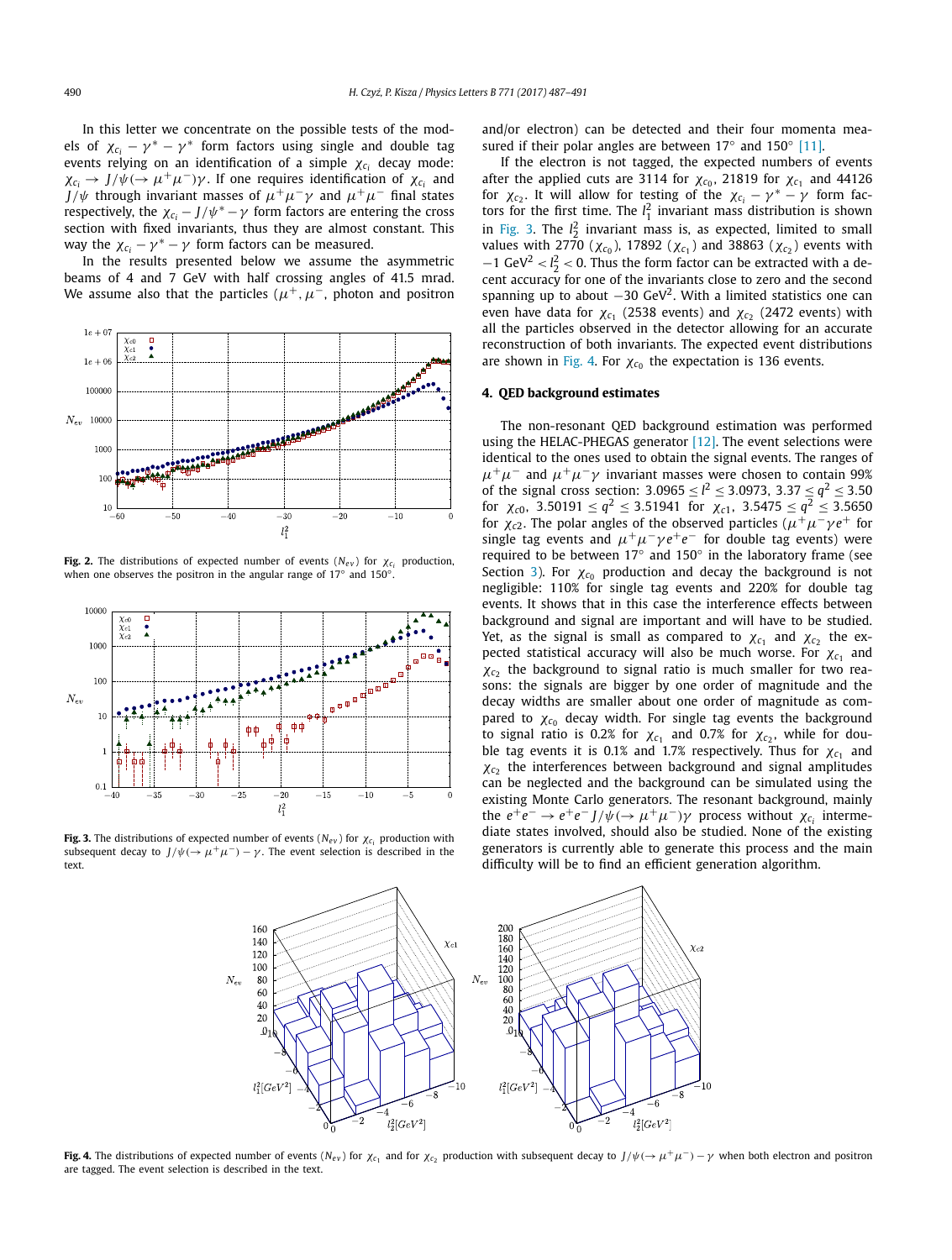In this letter we concentrate on the possible tests of the models of $\chi_{c_i} - \gamma^* - \gamma^*$ form factors using single and double tag events relying on an identification of a simple $\chi_{c_i}$ decay mode: $\chi_{c_i} \to J/\psi(\to \mu^+\mu^-)\gamma$. If one requires identification of $\chi_{c_i}$ and $J/\psi$ through invariant masses of $\mu^+\mu^-\gamma$ and $\mu^+\mu^-$ final states respectively, the $\chi_{c_i} - J/\psi^* - \gamma$ form factors are entering the cross section with fixed invariants, thus they are almost constant. This way the $\chi_{c_i} - \gamma^* - \gamma$ form factors can be measured.

In the results presented below we assume the asymmetric beams of 4 and 7 GeV with half crossing angles of 41.5 mrad. We assume also that the particles ($\mu^+, \mu^-$, photon and positron and/or electron) can be detected and their four momenta measured if their polar angles are between 17° and 150° [11].

Fig. 2. The distributions of expected number of events ($N_{ev}$) for $\chi_{c_i}$ production, when one observes the positron in the angular range of 17° and 150°.

Fig. 3. The distributions of expected number of events ($N_{ev}$) for $\chi_{c_i}$ production with subsequent decay to $J/\psi(\to \mu^+\mu^-) - \gamma$. The event selection is described in the text.

If the electron is not tagged, the expected numbers of events after the applied cuts are 3114 for $\chi_{c0}$, 21819 for $\chi_{c1}$ and 44126 for $\chi_{c2}$. It will allow for testing of the $\chi_{c_i} - \gamma^* - \gamma$ form factors for the first time. The $l_1^2$ invariant mass distribution is shown in Fig. 3. The $l_2^2$ invariant mass is, as expected, limited to small values with 2770 ($\chi_{c_0}$), 17892 ($\chi_{c_1}$) and 38863 ($\chi_{c_2}$) events with $-1$ GeV$^2$ $< l_2^2 < 0$. Thus the form factor can be extracted with a decent accuracy for one of the invariants close to zero and the second spanning up to about $-30$ GeV$^2$. With a limited statistics one can even have data for $\chi_{c_1}$ (2538 events) and $\chi_{c_2}$ (2472 events) with all the particles observed in the detector allowing for an accurate reconstruction of both invariants. The expected event distributions are shown in Fig. 4. For $\chi_{c_0}$ the expectation is 136 events.

## 4. QED background estimates

The non-resonant QED background estimation was performed using the HELAC-PHEGAS generator [12]. The event selections were identical to the ones used to obtain the signal events. The ranges of $\mu^+\mu^-$ and $\mu^+\mu^-\gamma$ invariant masses were chosen to contain 99% of the signal cross section: $3.0965 \le l^2 \le 3.0973$, $3.37 \le q^2 \le 3.50$ for $\chi_{c0}$, $3.50191 \le q^2 \le 3.51941$ for $\chi_{c1}$, $3.5475 \le q^2 \le 3.5650$ for $\chi_{c2}$. The polar angles of the observed particles ($\mu^+\mu^-\gamma e^+$ for single tag events and $\mu^+\mu^-\gamma e^+e^-$ for double tag events) were required to be between 17° and 150° in the laboratory frame (see Section 3). For $\chi_{c_0}$ production and decay the background is not negligible: 110% for single tag events and 220% for double tag events. It shows that in this case the interference effects between background and signal are important and will have to be studied. Yet, as the signal is small as compared to $\chi_{c_1}$ and $\chi_{c_2}$ the expected statistical accuracy will also be much worse. For $\chi_{c_1}$ and $\chi_{c_2}$ the background to signal ratio is much smaller for two reasons: the signals are bigger by one order of magnitude and the decay widths are smaller about one order of magnitude as compared to $\chi_{c_0}$ decay width. For single tag events the background to signal ratio is 0.2% for $\chi_{c_1}$ and 0.7% for $\chi_{c_2}$, while for double tag events it is 0.1% and 1.7% respectively. Thus for $\chi_{c_1}$ and $\chi_{c_2}$ the interferences between background and signal amplitudes can be neglected and the background can be simulated using the existing Monte Carlo generators. The resonant background, mainly the $e^+e^- \to e^+e^- J/\psi(\to \mu^+\mu^-)\gamma$ process without $\chi_{c_i}$ intermediate states involved, should also be studied. None of the existing generators is currently able to generate this process and the main difficulty will be to find an efficient generation algorithm.

Fig. 4. The distributions of expected number of events ($N_{ev}$) for $\chi_{c_1}$ and for $\chi_{c_2}$ production with subsequent decay to $J/\psi(\to \mu^+\mu^-) - \gamma$ when both electron and positron are tagged. The event selection is described in the text.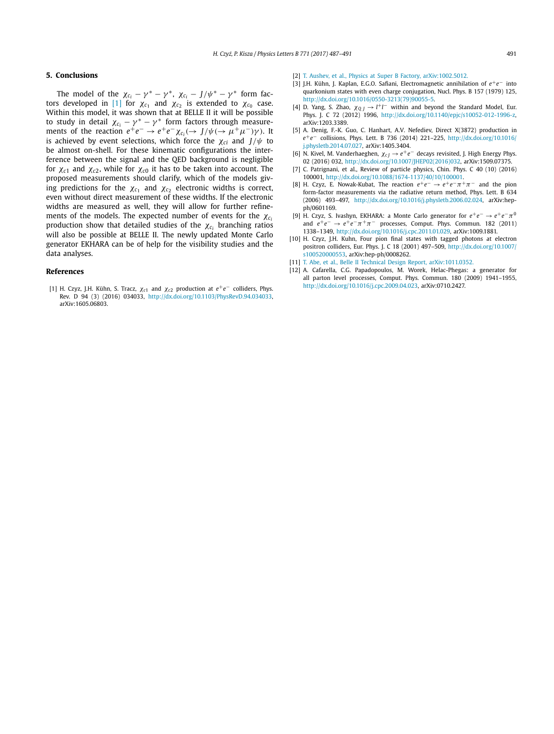## 5. Conclusions

The model of the $\chi_{c_i} - \gamma^* - \gamma^*$, $\chi_{c_i} - J/\psi^* - \gamma^*$ form factors developed in [1] for $\chi_{c_1}$ and $\chi_{c_2}$ is extended to $\chi_{c_0}$ case. Within this model, it was shown that at BELLE II it will be possible to study in detail $\chi_{c_i} - \gamma^* - \gamma^*$ form factors through measurements of the reaction $e^+e^- \to e^+e^-\chi_{c_i}(\to J/\psi(\to \mu^+\mu^-)\gamma)$. It is achieved by event selections, which force the $\chi_{ci}$ and $J/\psi$ to be almost on-shell. For these kinematic configurations the interference between the signal and the QED background is negligible for $\chi_{c1}$ and $\chi_{c2}$, while for $\chi_{c0}$ it has to be taken into account. The proposed measurements should clarify, which of the models giving predictions for the $\chi_{c_1}$ and $\chi_{c_2}$ electronic widths is correct, even without direct measurement of these widths. If the electronic widths are measured as well, they will allow for further refinements of the models. The expected number of events for the $\chi_{c_i}$ production show that detailed studies of the $\chi_{c_i}$ branching ratios will also be possible at BELLE II. The newly updated Monte Carlo generator EKHARA can be of help for the visibility studies and the data analyses.

## References

[1] H. Czyz, J.H. Kühn, S. Tracz, $\chi_{c1}$ and $\chi_{c2}$ production at $e^+e^-$ colliders, Phys. Rev. D 94 (3) (2016) 034033, http://dx.doi.org/10.1103/PhysRevD.94.034033, arXiv:1605.06803.

[2] T. Aushev, et al., Physics at Super B Factory, arXiv:1002.5012.

[3] J.H. Kühn, J. Kaplan, E.G.O. Safiani, Electromagnetic annihilation of $e^+e^-$ into quarkonium states with even charge conjugation, Nucl. Phys. B 157 (1979) 125, http://dx.doi.org/10.1016/0550-3213(79)90055-5.

[4] D. Yang, S. Zhao, $\chi_{QJ} \to l^+l^-$ within and beyond the Standard Model, Eur. Phys. J. C 72 (2012) 1996, http://dx.doi.org/10.1140/epjc/s10052-012-1996-z, arXiv:1203.3389.

[5] A. Denig, F.-K. Guo, C. Hanhart, A.V. Nefediev, Direct X(3872) production in $e^+e^-$ collisions, Phys. Lett. B 736 (2014) 221–225, http://dx.doi.org/10.1016/j.physletb.2014.07.027, arXiv:1405.3404.

[6] N. Kivel, M. Vanderhaeghen, $\chi_{cJ} \to e^+e^-$ decays revisited, J. High Energy Phys. 02 (2016) 032, http://dx.doi.org/10.1007/JHEP02(2016)032, arXiv:1509.07375.

[7] C. Patrignani, et al., Review of particle physics, Chin. Phys. C 40 (10) (2016) 100001, http://dx.doi.org/10.1088/1674-1137/40/10/100001.

[8] H. Czyz, E. Nowak-Kubat, The reaction $e^+e^- \to e^+e^-\pi^+\pi^-$ and the pion form-factor measurements via the radiative return method, Phys. Lett. B 634 (2006) 493–497, http://dx.doi.org/10.1016/j.physletb.2006.02.024, arXiv:hep-ph/0601169.

[9] H. Czyz, S. Ivashyn, EKHARA: a Monte Carlo generator for $e^+e^- \to e^+e^-\pi^0$ and $e^+e^- \to e^+e^-\pi^+\pi^-$ processes, Comput. Phys. Commun. 182 (2011) 1338–1349, http://dx.doi.org/10.1016/j.cpc.2011.01.029, arXiv:1009.1881.

[10] H. Czyz, J.H. Kuhn, Four pion final states with tagged photons at electron positron colliders, Eur. Phys. J. C 18 (2001) 497–509, http://dx.doi.org/10.1007/s100520000553, arXiv:hep-ph/0008262.

[11] T. Abe, et al., Belle II Technical Design Report, arXiv:1011.0352.

[12] A. Cafarella, C.G. Papadopoulos, M. Worek, Helac-Phegas: a generator for all parton level processes, Comput. Phys. Commun. 180 (2009) 1941–1955, http://dx.doi.org/10.1016/j.cpc.2009.04.023, arXiv:0710.2427.